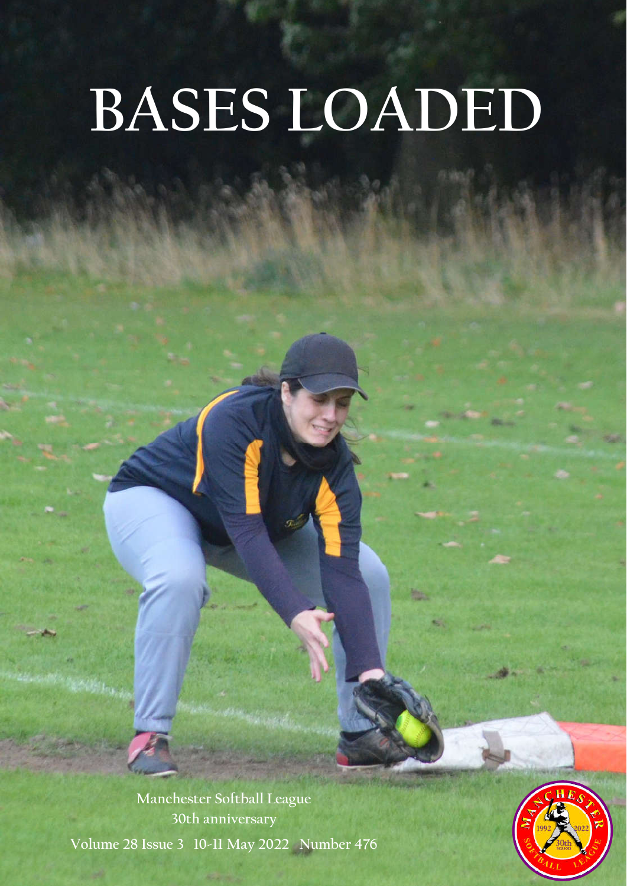# BASES LOADED

Manchester Softball League
30th anniversary

Volume 28 Issue 3 10-11 May 2022 Number 476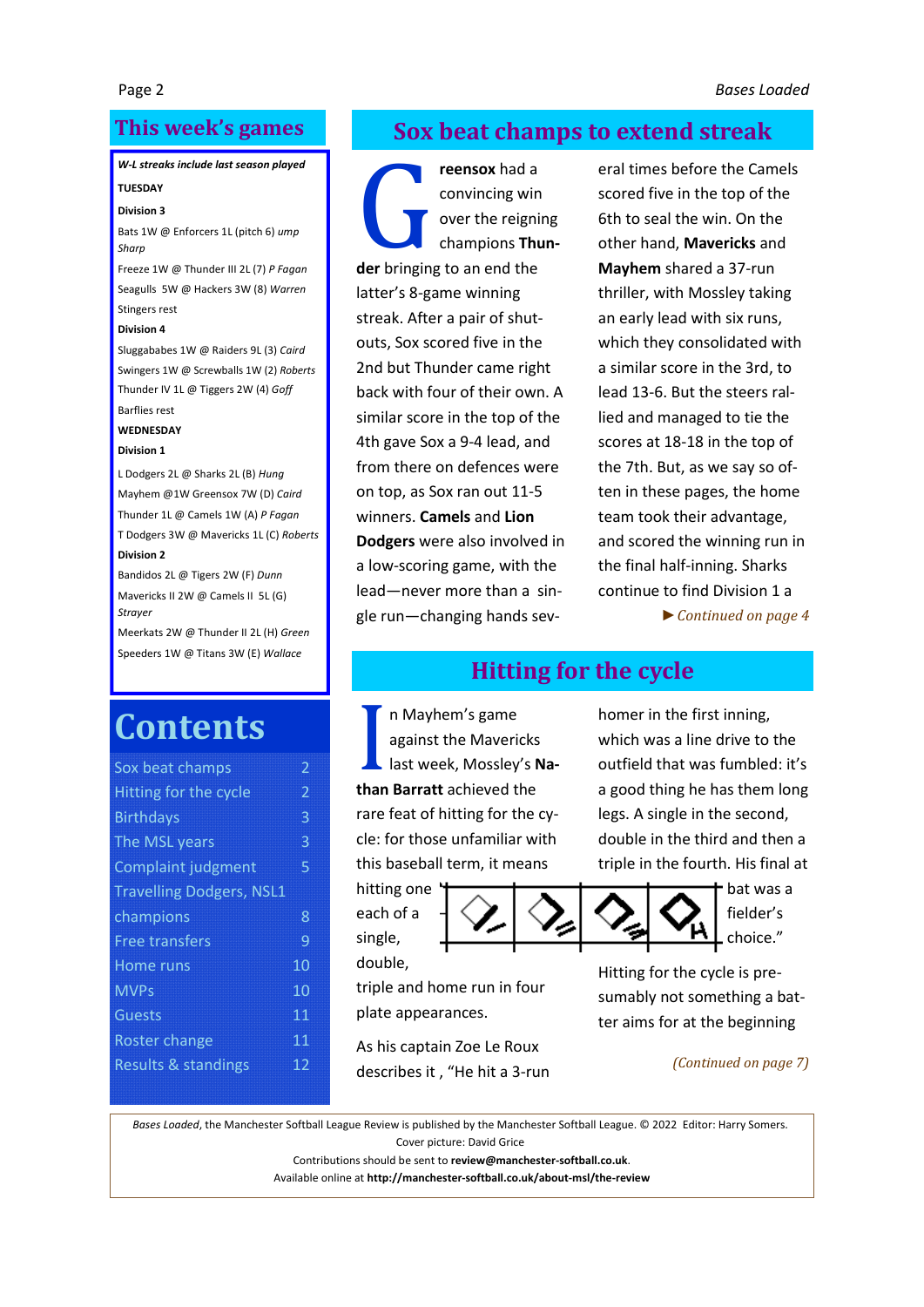## This week's games

***W-L streaks include last season played***

**TUESDAY**

**Division 3**

Bats 1W @ Enforcers 1L (pitch 6) *ump Sharp*

Freeze 1W @ Thunder III 2L (7) *P Fagan*

Seagulls 5W @ Hackers 3W (8) *Warren*

Stingers rest

**Division 4**

Sluggababes 1W @ Raiders 9L (3) *Caird*

Swingers 1W @ Screwballs 1W (2) *Roberts*

Thunder IV 1L @ Tiggers 2W (4) *Goff*

Barflies rest

**WEDNESDAY**

**Division 1**

L Dodgers 2L @ Sharks 2L (B) *Hung*

Mayhem @1W Greensox 7W (D) *Caird*

Thunder 1L @ Camels 1W (A) *P Fagan*

T Dodgers 3W @ Mavericks 1L (C) *Roberts*

**Division 2**

Bandidos 2L @ Tigers 2W (F) *Dunn*

Mavericks II 2W @ Camels II 5L (G) *Strayer*

Meerkats 2W @ Thunder II 2L (H) *Green*

Speeders 1W @ Titans 3W (E) *Wallace*

## Contents

| | |
|---|---|
| Sox beat champs | 2 |
| Hitting for the cycle | 2 |
| Birthdays | 3 |
| The MSL years | 3 |
| Complaint judgment | 5 |
| Travelling Dodgers, NSL1 champions | 8 |
| Free transfers | 9 |
| Home runs | 10 |
| MVPs | 10 |
| Guests | 11 |
| Roster change | 11 |
| Results & standings | 12 |

## Sox beat champs to extend streak

**Greensox** had a convincing win over the reigning champions **Thunder** bringing to an end the latter's 8-game winning streak. After a pair of shut-outs, Sox scored five in the 2nd but Thunder came right back with four of their own. A similar score in the top of the 4th gave Sox a 9-4 lead, and from there on defences were on top, as Sox ran out 11-5 winners. **Camels** and **Lion Dodgers** were also involved in a low-scoring game, with the lead—never more than a single run—changing hands several times before the Camels scored five in the top of the 6th to seal the win. On the other hand, **Mavericks** and **Mayhem** shared a 37-run thriller, with Mossley taking an early lead with six runs, which they consolidated with a similar score in the 3rd, to lead 13-6. But the steers rallied and managed to tie the scores at 18-18 in the top of the 7th. But, as we say so often in these pages, the home team took their advantage, and scored the winning run in the final half-inning. Sharks continue to find Division 1 a

*► Continued on page 4*

## Hitting for the cycle

In Mayhem's game against the Mavericks last week, Mossley's **Nathan Barratt** achieved the rare feat of hitting for the cycle: for those unfamiliar with this baseball term, it means hitting one each of a single, double, triple and home run in four plate appearances.

As his captain Zoe Le Roux describes it , "He hit a 3-run homer in the first inning, which was a line drive to the outfield that was fumbled: it's a good thing he has them long legs. A single in the second, double in the third and then a triple in the fourth. His final at bat was a fielder's choice."

Hitting for the cycle is presumably not something a batter aims for at the beginning

*(Continued on page 7)*

*Bases Loaded*, the Manchester Softball League Review is published by the Manchester Softball League. © 2022 Editor: Harry Somers. Cover picture: David Grice

Contributions should be sent to **review@manchester-softball.co.uk**.

Available online at **http://manchester-softball.co.uk/about-msl/the-review**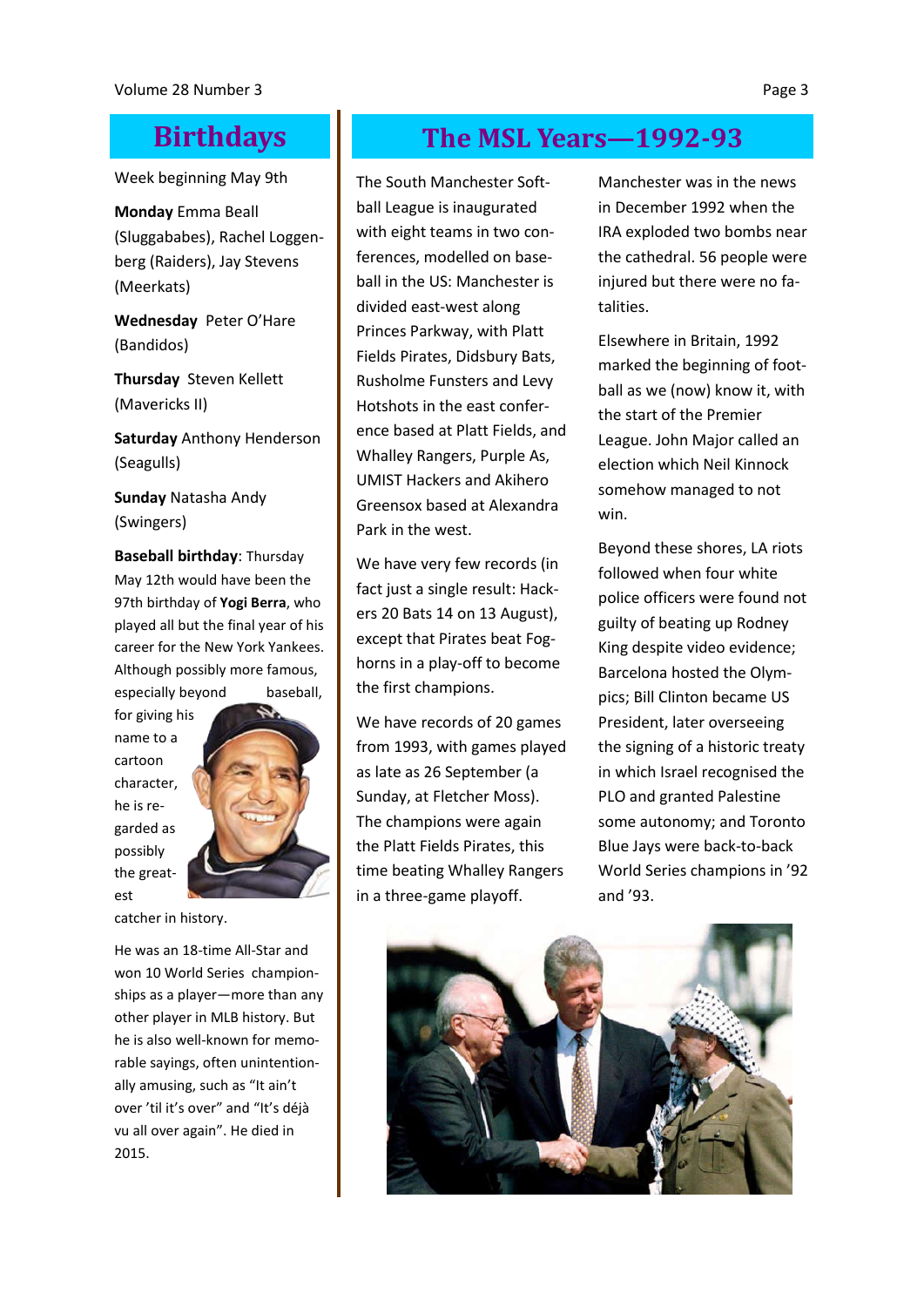## Birthdays

Week beginning May 9th

**Monday** Emma Beall (Sluggababes), Rachel Loggenberg (Raiders), Jay Stevens (Meerkats)

**Wednesday** Peter O'Hare (Bandidos)

**Thursday** Steven Kellett (Mavericks II)

**Saturday** Anthony Henderson (Seagulls)

**Sunday** Natasha Andy (Swingers)

**Baseball birthday**: Thursday May 12th would have been the 97th birthday of **Yogi Berra**, who played all but the final year of his career for the New York Yankees. Although possibly more famous, especially beyond baseball, for giving his name to a cartoon character, he is regarded as possibly the greatest catcher in history.

He was an 18-time All-Star and won 10 World Series championships as a player—more than any other player in MLB history. But he is also well-known for memorable sayings, often unintentionally amusing, such as "It ain't over 'til it's over" and "It's déjà vu all over again". He died in 2015.

## The MSL Years—1992-93

The South Manchester Softball League is inaugurated with eight teams in two conferences, modelled on baseball in the US: Manchester is divided east-west along Princes Parkway, with Platt Fields Pirates, Didsbury Bats, Rusholme Funsters and Levy Hotshots in the east conference based at Platt Fields, and Whalley Rangers, Purple As, UMIST Hackers and Akihero Greensox based at Alexandra Park in the west.

We have very few records (in fact just a single result: Hackers 20 Bats 14 on 13 August), except that Pirates beat Foghorns in a play-off to become the first champions.

We have records of 20 games from 1993, with games played as late as 26 September (a Sunday, at Fletcher Moss). The champions were again the Platt Fields Pirates, this time beating Whalley Rangers in a three-game playoff.

Manchester was in the news in December 1992 when the IRA exploded two bombs near the cathedral. 56 people were injured but there were no fatalities.

Elsewhere in Britain, 1992 marked the beginning of football as we (now) know it, with the start of the Premier League. John Major called an election which Neil Kinnock somehow managed to not win.

Beyond these shores, LA riots followed when four white police officers were found not guilty of beating up Rodney King despite video evidence; Barcelona hosted the Olympics; Bill Clinton became US President, later overseeing the signing of a historic treaty in which Israel recognised the PLO and granted Palestine some autonomy; and Toronto Blue Jays were back-to-back World Series champions in '92 and '93.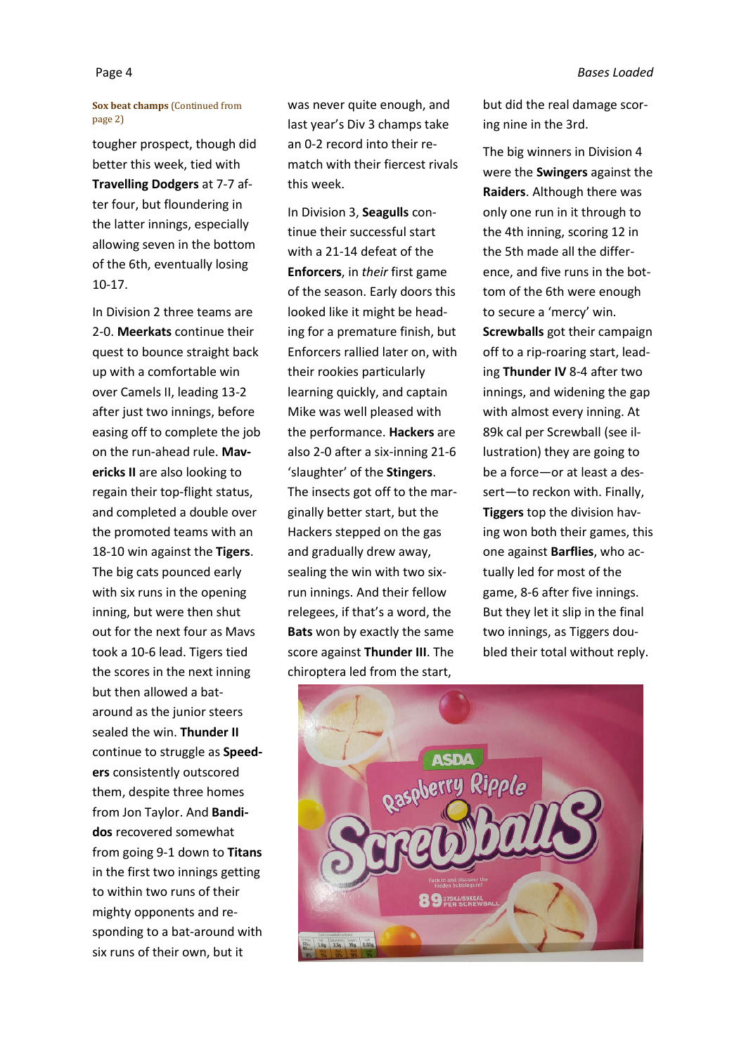**Sox beat champs** (Continued from page 2)

tougher prospect, though did better this week, tied with **Travelling Dodgers** at 7-7 after four, but floundering in the latter innings, especially allowing seven in the bottom of the 6th, eventually losing 10-17.

In Division 2 three teams are 2-0. **Meerkats** continue their quest to bounce straight back up with a comfortable win over Camels II, leading 13-2 after just two innings, before easing off to complete the job on the run-ahead rule. **Mavericks II** are also looking to regain their top-flight status, and completed a double over the promoted teams with an 18-10 win against the **Tigers**. The big cats pounced early with six runs in the opening inning, but were then shut out for the next four as Mavs took a 10-6 lead. Tigers tied the scores in the next inning but then allowed a bat-around as the junior steers sealed the win. **Thunder II** continue to struggle as **Speeders** consistently outscored them, despite three homes from Jon Taylor. And **Bandidos** recovered somewhat from going 9-1 down to **Titans** in the first two innings getting to within two runs of their mighty opponents and responding to a bat-around with six runs of their own, but it was never quite enough, and last year's Div 3 champs take an 0-2 record into their rematch with their fiercest rivals this week.

In Division 3, **Seagulls** continue their successful start with a 21-14 defeat of the **Enforcers**, in *their* first game of the season. Early doors this looked like it might be heading for a premature finish, but Enforcers rallied later on, with their rookies particularly learning quickly, and captain Mike was well pleased with the performance. **Hackers** are also 2-0 after a six-inning 21-6 'slaughter' of the **Stingers**. The insects got off to the marginally better start, but the Hackers stepped on the gas and gradually drew away, sealing the win with two six-run innings. And their fellow relegees, if that's a word, the **Bats** won by exactly the same score against **Thunder III**. The chiroptera led from the start, but did the real damage scoring nine in the 3rd.

The big winners in Division 4 were the **Swingers** against the **Raiders**. Although there was only one run in it through to the 4th inning, scoring 12 in the 5th made all the difference, and five runs in the bottom of the 6th were enough to secure a 'mercy' win. **Screwballs** got their campaign off to a rip-roaring start, leading **Thunder IV** 8-4 after two innings, and widening the gap with almost every inning. At 89k cal per Screwball (see illustration) they are going to be a force—or at least a dessert—to reckon with. Finally, **Tiggers** top the division having won both their games, this one against **Barflies**, who actually led for most of the game, 8-6 after five innings. But they let it slip in the final two innings, as Tiggers doubled their total without reply.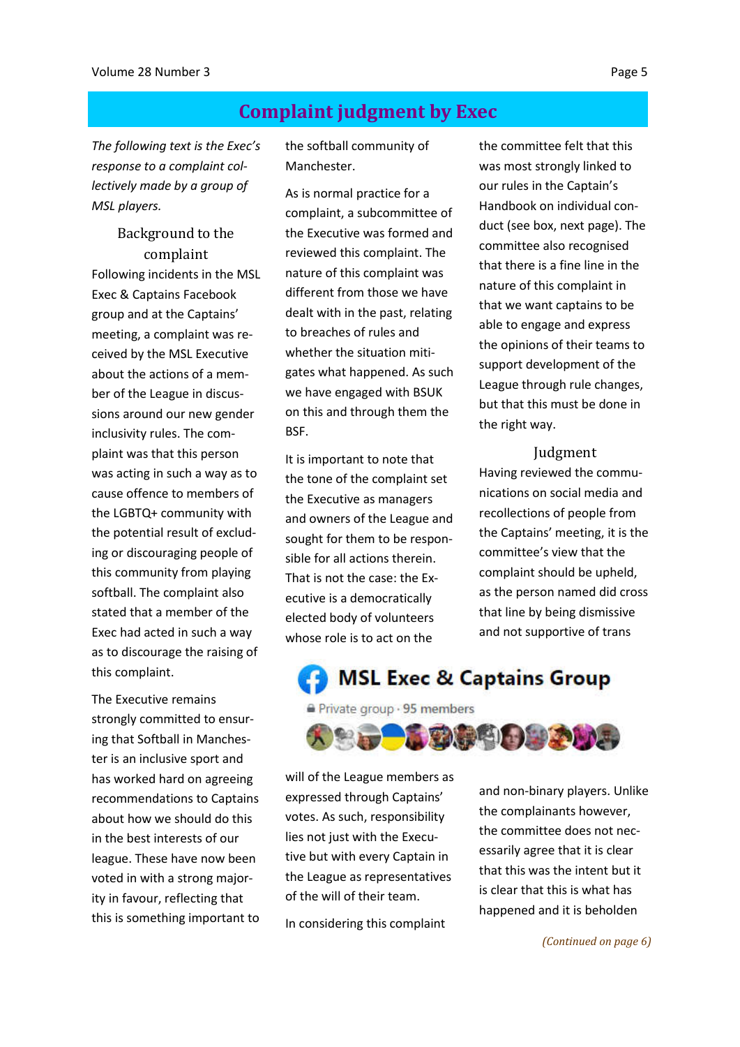# Complaint judgment by Exec

*The following text is the Exec's response to a complaint collectively made by a group of MSL players.*

## Background to the complaint

Following incidents in the MSL Exec & Captains Facebook group and at the Captains' meeting, a complaint was received by the MSL Executive about the actions of a member of the League in discussions around our new gender inclusivity rules. The complaint was that this person was acting in such a way as to cause offence to members of the LGBTQ+ community with the potential result of excluding or discouraging people of this community from playing softball. The complaint also stated that a member of the Exec had acted in such a way as to discourage the raising of this complaint.

The Executive remains strongly committed to ensuring that Softball in Manchester is an inclusive sport and has worked hard on agreeing recommendations to Captains about how we should do this in the best interests of our league. These have now been voted in with a strong majority in favour, reflecting that this is something important to the softball community of Manchester.

As is normal practice for a complaint, a subcommittee of the Executive was formed and reviewed this complaint. The nature of this complaint was different from those we have dealt with in the past, relating to breaches of rules and whether the situation mitigates what happened. As such we have engaged with BSUK on this and through them the BSF.

It is important to note that the tone of the complaint set the Executive as managers and owners of the League and sought for them to be responsible for all actions therein. That is not the case: the Executive is a democratically elected body of volunteers whose role is to act on the will of the League members as expressed through Captains' votes. As such, responsibility lies not just with the Executive but with every Captain in the League as representatives of the will of their team.

In considering this complaint the committee felt that this was most strongly linked to our rules in the Captain's Handbook on individual conduct (see box, next page). The committee also recognised that there is a fine line in the nature of this complaint in that we want captains to be able to engage and express the opinions of their teams to support development of the League through rule changes, but that this must be done in the right way.

## Judgment

Having reviewed the communications on social media and recollections of people from the Captains' meeting, it is the committee's view that the complaint should be upheld, as the person named did cross that line by being dismissive and not supportive of trans and non-binary players. Unlike the complainants however, the committee does not necessarily agree that it is clear that this was the intent but it is clear that this is what has happened and it is beholden

**MSL Exec & Captains Group**

Private group · 95 members

*(Continued on page 6)*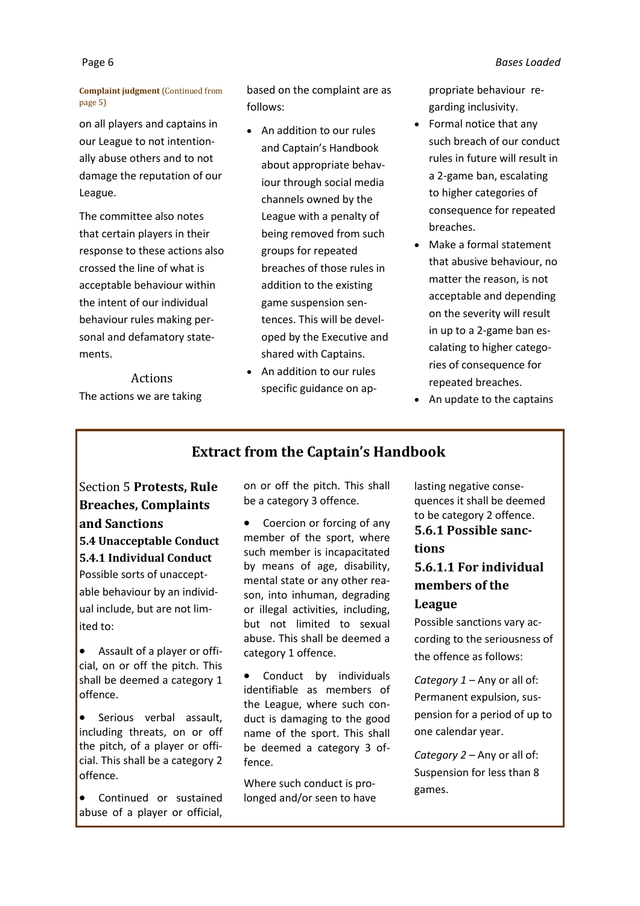**Complaint judgment** (Continued from page 5)

on all players and captains in our League to not intentionally abuse others and to not damage the reputation of our League.

The committee also notes that certain players in their response to these actions also crossed the line of what is acceptable behaviour within the intent of our individual behaviour rules making personal and defamatory statements.

### Actions

The actions we are taking based on the complaint are as follows:

- An addition to our rules and Captain's Handbook about appropriate behaviour through social media channels owned by the League with a penalty of being removed from such groups for repeated breaches of those rules in addition to the existing game suspension sentences. This will be developed by the Executive and shared with Captains.
- An addition to our rules specific guidance on appropriate behaviour regarding inclusivity.
- Formal notice that any such breach of our conduct rules in future will result in a 2-game ban, escalating to higher categories of consequence for repeated breaches.
- Make a formal statement that abusive behaviour, no matter the reason, is not acceptable and depending on the severity will result in up to a 2-game ban escalating to higher categories of consequence for repeated breaches.
- An update to the captains

## Extract from the Captain's Handbook

### Section 5 Protests, Rule Breaches, Complaints and Sanctions

#### 5.4 Unacceptable Conduct

#### 5.4.1 Individual Conduct

Possible sorts of unacceptable behaviour by an individual include, but are not limited to:

- Assault of a player or official, on or off the pitch. This shall be deemed a category 1 offence.
- Serious verbal assault, including threats, on or off the pitch, of a player or official. This shall be a category 2 offence.
- Continued or sustained abuse of a player or official, on or off the pitch. This shall be a category 3 offence.
- Coercion or forcing of any member of the sport, where such member is incapacitated by means of age, disability, mental state or any other reason, into inhuman, degrading or illegal activities, including, but not limited to sexual abuse. This shall be deemed a category 1 offence.
- Conduct by individuals identifiable as members of the League, where such conduct is damaging to the good name of the sport. This shall be deemed a category 3 offence.

Where such conduct is prolonged and/or seen to have lasting negative consequences it shall be deemed to be category 2 offence.

#### 5.6.1 Possible sanctions

#### 5.6.1.1 For individual members of the League

Possible sanctions vary according to the seriousness of the offence as follows:

*Category 1* – Any or all of: Permanent expulsion, suspension for a period of up to one calendar year.

*Category 2* – Any or all of: Suspension for less than 8 games.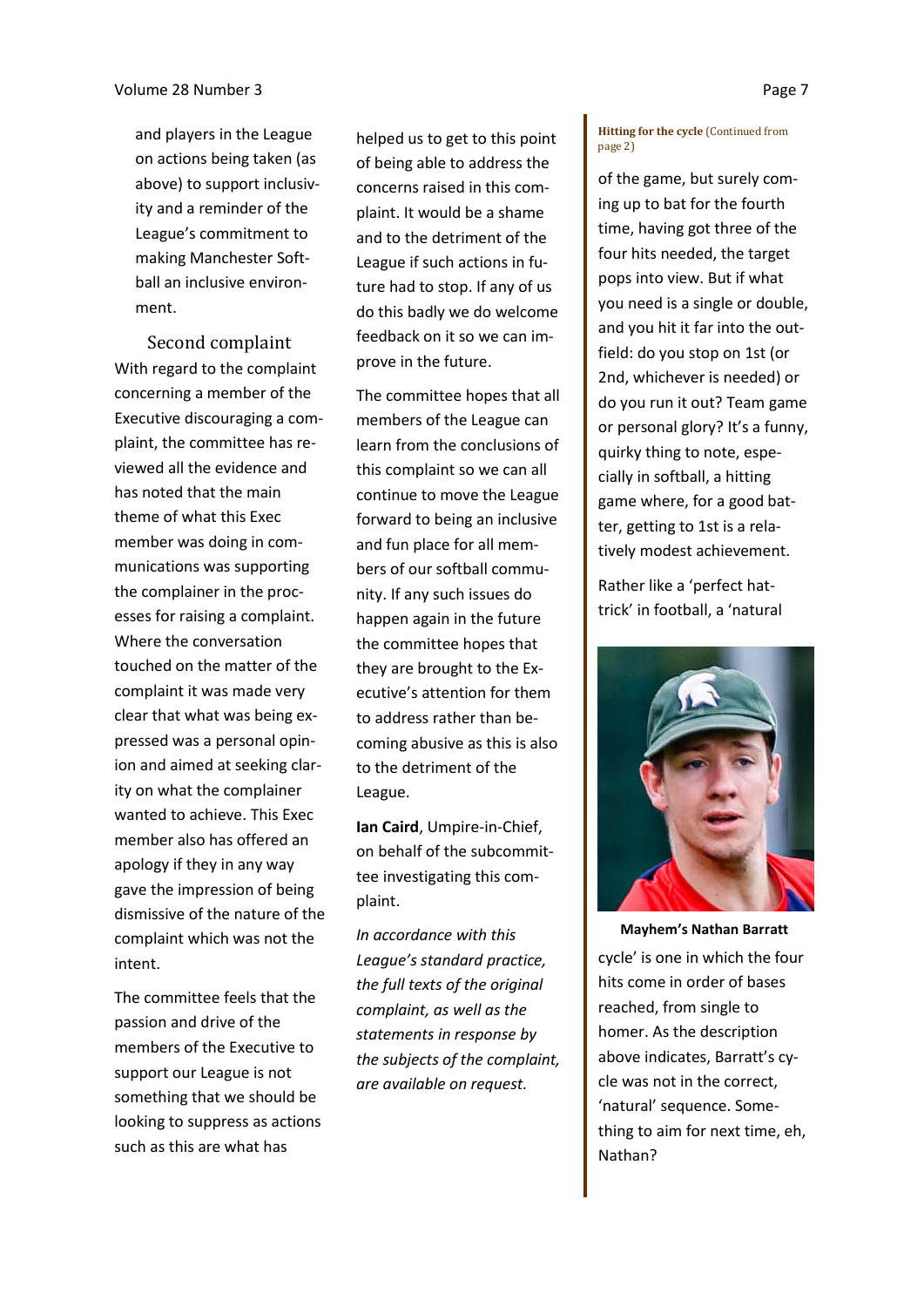and players in the League on actions being taken (as above) to support inclusivity and a reminder of the League's commitment to making Manchester Softball an inclusive environment.

### Second complaint

With regard to the complaint concerning a member of the Executive discouraging a complaint, the committee has reviewed all the evidence and has noted that the main theme of what this Exec member was doing in communications was supporting the complainer in the processes for raising a complaint. Where the conversation touched on the matter of the complaint it was made very clear that what was being expressed was a personal opinion and aimed at seeking clarity on what the complainer wanted to achieve. This Exec member also has offered an apology if they in any way gave the impression of being dismissive of the nature of the complaint which was not the intent.

The committee feels that the passion and drive of the members of the Executive to support our League is not something that we should be looking to suppress as actions such as this are what has helped us to get to this point of being able to address the concerns raised in this complaint. It would be a shame and to the detriment of the League if such actions in future had to stop. If any of us do this badly we do welcome feedback on it so we can improve in the future.

The committee hopes that all members of the League can learn from the conclusions of this complaint so we can all continue to move the League forward to being an inclusive and fun place for all members of our softball community. If any such issues do happen again in the future the committee hopes that they are brought to the Executive's attention for them to address rather than becoming abusive as this is also to the detriment of the League.

**Ian Caird**, Umpire-in-Chief, on behalf of the subcommittee investigating this complaint.

*In accordance with this League's standard practice, the full texts of the original complaint, as well as the statements in response by the subjects of the complaint, are available on request.*

**Hitting for the cycle** (Continued from page 2)

of the game, but surely coming up to bat for the fourth time, having got three of the four hits needed, the target pops into view. But if what you need is a single or double, and you hit it far into the outfield: do you stop on 1st (or 2nd, whichever is needed) or do you run it out? Team game or personal glory? It's a funny, quirky thing to note, especially in softball, a hitting game where, for a good batter, getting to 1st is a relatively modest achievement.

Rather like a 'perfect hat-trick' in football, a 'natural cycle' is one in which the four hits come in order of bases reached, from single to homer. As the description above indicates, Barratt's cycle was not in the correct, 'natural' sequence. Something to aim for next time, eh, Nathan?

**Mayhem's Nathan Barratt**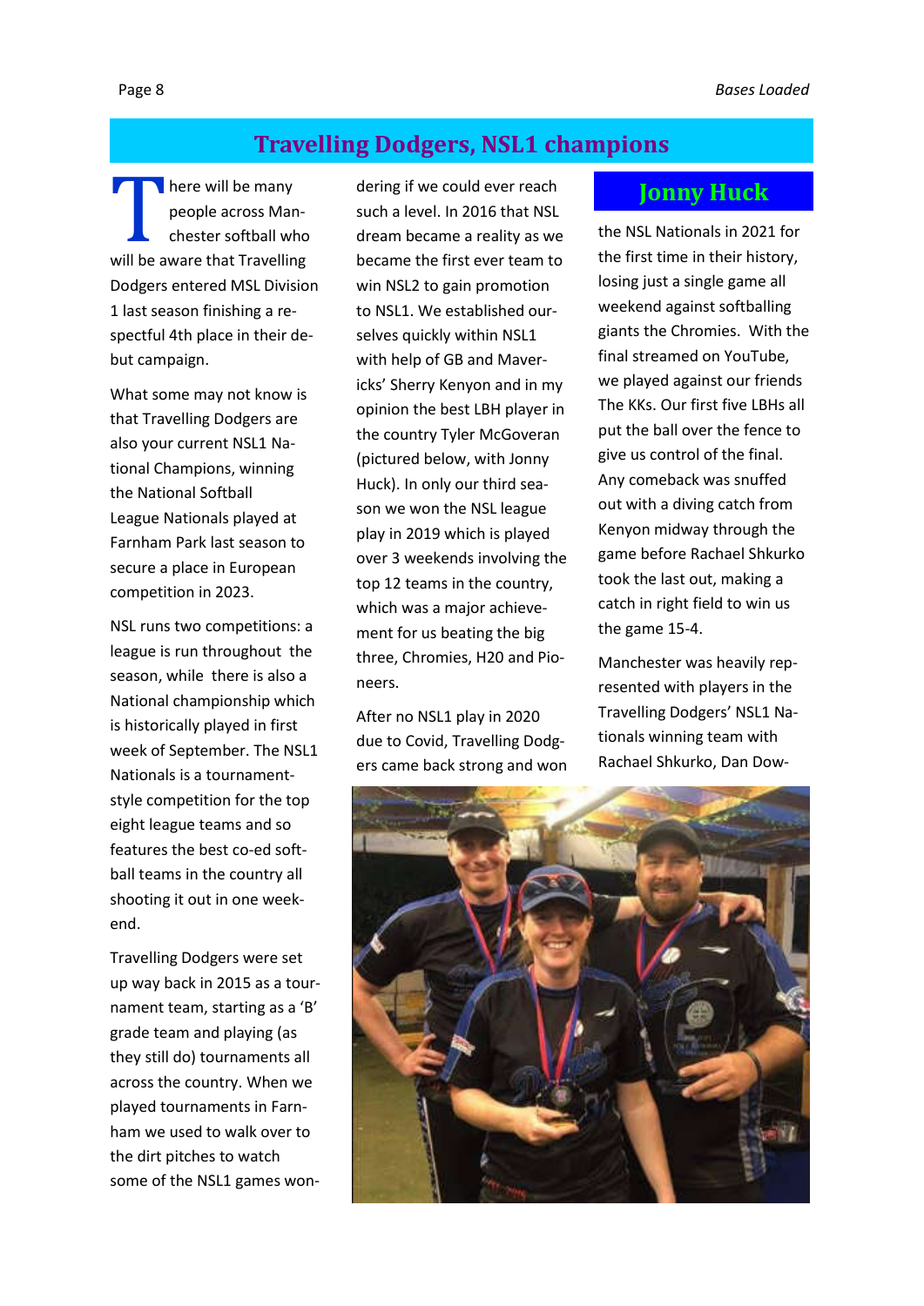# Travelling Dodgers, NSL1 champions

There will be many people across Manchester softball who will be aware that Travelling Dodgers entered MSL Division 1 last season finishing a respectful 4th place in their debut campaign.

What some may not know is that Travelling Dodgers are also your current NSL1 National Champions, winning the National Softball League Nationals played at Farnham Park last season to secure a place in European competition in 2023.

NSL runs two competitions: a league is run throughout the season, while there is also a National championship which is historically played in first week of September. The NSL1 Nationals is a tournament-style competition for the top eight league teams and so features the best co-ed softball teams in the country all shooting it out in one weekend.

Travelling Dodgers were set up way back in 2015 as a tournament team, starting as a 'B' grade team and playing (as they still do) tournaments all across the country. When we played tournaments in Farnham we used to walk over to the dirt pitches to watch some of the NSL1 games wondering if we could ever reach such a level. In 2016 that NSL dream became a reality as we became the first ever team to win NSL2 to gain promotion to NSL1. We established ourselves quickly within NSL1 with help of GB and Mavericks' Sherry Kenyon and in my opinion the best LBH player in the country Tyler McGoveran (pictured below, with Jonny Huck). In only our third season we won the NSL league play in 2019 which is played over 3 weekends involving the top 12 teams in the country, which was a major achievement for us beating the big three, Chromies, H20 and Pioneers.

After no NSL1 play in 2020 due to Covid, Travelling Dodgers came back strong and won the NSL Nationals in 2021 for the first time in their history, losing just a single game all weekend against softballing giants the Chromies. With the final streamed on YouTube, we played against our friends The KKs. Our first five LBHs all put the ball over the fence to give us control of the final. Any comeback was snuffed out with a diving catch from Kenyon midway through the game before Rachael Shkurko took the last out, making a catch in right field to win us the game 15-4.

Manchester was heavily represented with players in the Travelling Dodgers' NSL1 Nationals winning team with Rachael Shkurko, Dan Dow-

**Jonny Huck**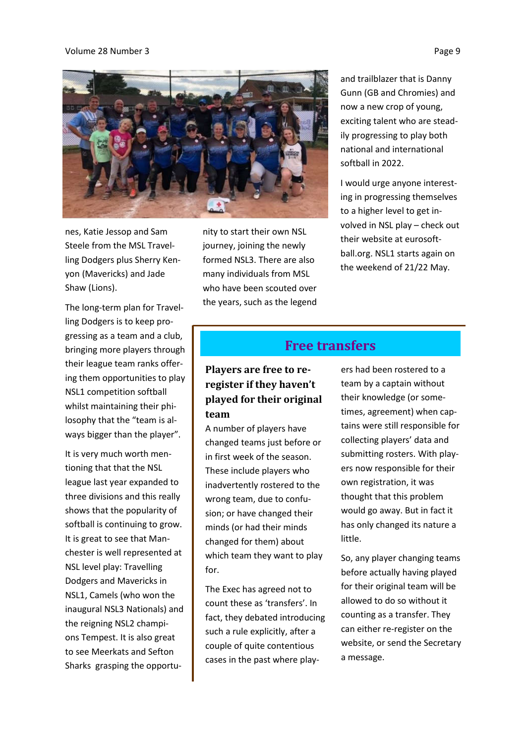nes, Katie Jessop and Sam Steele from the MSL Travelling Dodgers plus Sherry Kenyon (Mavericks) and Jade Shaw (Lions).

The long-term plan for Travelling Dodgers is to keep progressing as a team and a club, bringing more players through their league team ranks offering them opportunities to play NSL1 competition softball whilst maintaining their philosophy that the "team is always bigger than the player".

It is very much worth mentioning that the NSL league last year expanded to three divisions and this really shows that the popularity of softball is continuing to grow. It is great to see that Manchester is well represented at NSL level play: Travelling Dodgers and Mavericks in NSL1, Camels (who won the inaugural NSL3 Nationals) and the reigning NSL2 champions Tempest. It is also great to see Meerkats and Sefton Sharks grasping the opportunity to start their own NSL journey, joining the newly formed NSL3. There are also many individuals from MSL who have been scouted over the years, such as the legend and trailblazer that is Danny Gunn (GB and Chromies) and now a new crop of young, exciting talent who are steadily progressing to play both national and international softball in 2022.

I would urge anyone interesting in progressing themselves to a higher level to get involved in NSL play – check out their website at eurosoftball.org. NSL1 starts again on the weekend of 21/22 May.

## Free transfers

### Players are free to re-register if they haven't played for their original team

A number of players have changed teams just before or in first week of the season. These include players who inadvertently rostered to the wrong team, due to confusion; or have changed their minds (or had their minds changed for them) about which team they want to play for.

The Exec has agreed not to count these as 'transfers'. In fact, they debated introducing such a rule explicitly, after a couple of quite contentious cases in the past where players had been rostered to a team by a captain without their knowledge (or sometimes, agreement) when captains were still responsible for collecting players' data and submitting rosters. With players now responsible for their own registration, it was thought that this problem would go away. But in fact it has only changed its nature a little.

So, any player changing teams before actually having played for their original team will be allowed to do so without it counting as a transfer. They can either re-register on the website, or send the Secretary a message.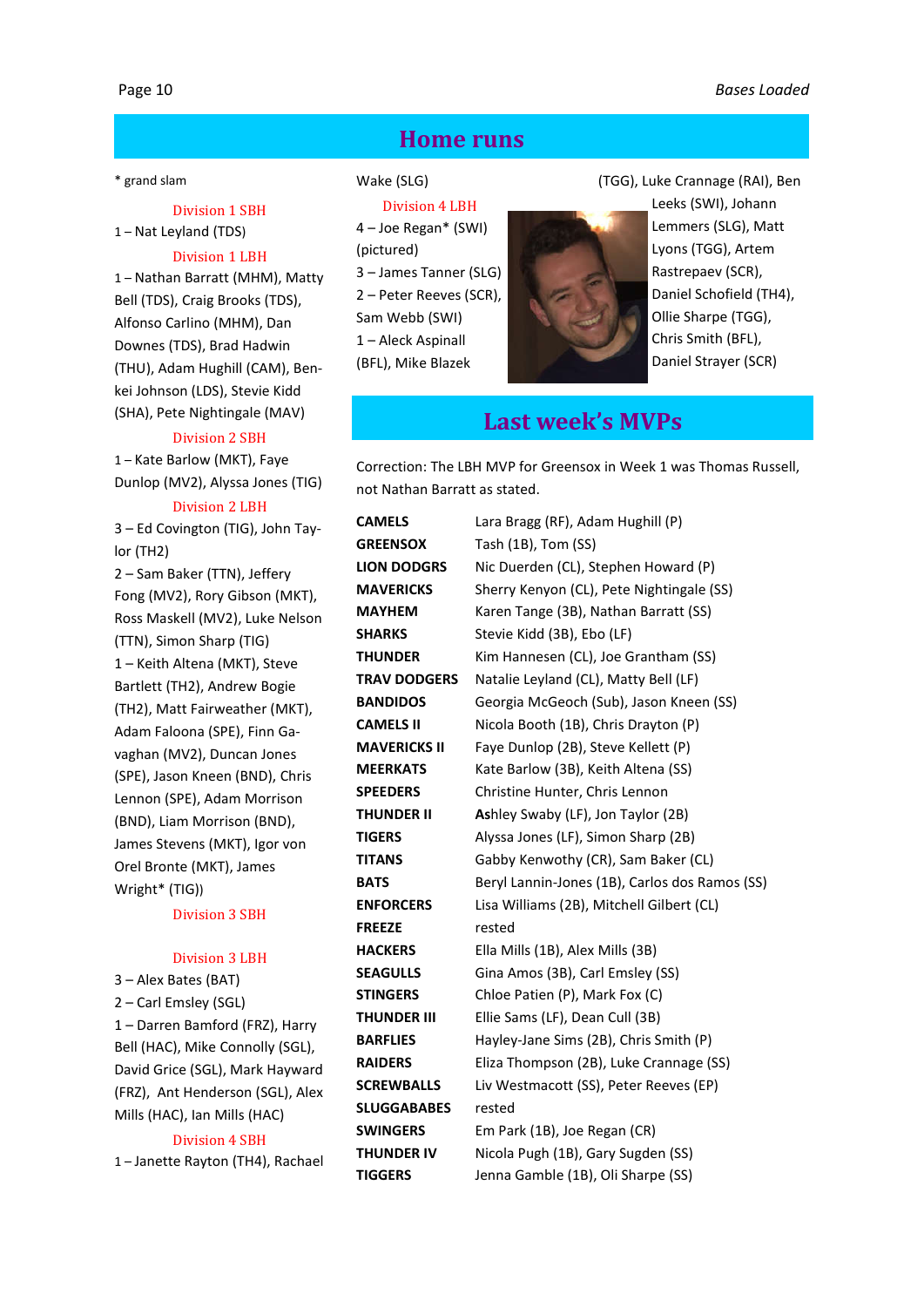# Home runs

\* grand slam

Division 1 SBH

1 – Nat Leyland (TDS)

Division 1 LBH

1 – Nathan Barratt (MHM), Matty Bell (TDS), Craig Brooks (TDS), Alfonso Carlino (MHM), Dan Downes (TDS), Brad Hadwin (THU), Adam Hughill (CAM), Ben-kei Johnson (LDS), Stevie Kidd (SHA), Pete Nightingale (MAV)

Division 2 SBH

1 – Kate Barlow (MKT), Faye Dunlop (MV2), Alyssa Jones (TIG)

Division 2 LBH

3 – Ed Covington (TIG), John Taylor (TH2)

2 – Sam Baker (TTN), Jeffery Fong (MV2), Rory Gibson (MKT), Ross Maskell (MV2), Luke Nelson (TTN), Simon Sharp (TIG)

1 – Keith Altena (MKT), Steve Bartlett (TH2), Andrew Bogie (TH2), Matt Fairweather (MKT), Adam Faloona (SPE), Finn Gavaghan (MV2), Duncan Jones (SPE), Jason Kneen (BND), Chris Lennon (SPE), Adam Morrison (BND), Liam Morrison (BND), James Stevens (MKT), Igor von Orel Bronte (MKT), James Wright* (TIG))

Division 3 SBH

Division 3 LBH

3 – Alex Bates (BAT)

2 – Carl Emsley (SGL)

1 – Darren Bamford (FRZ), Harry Bell (HAC), Mike Connolly (SGL), David Grice (SGL), Mark Hayward (FRZ), Ant Henderson (SGL), Alex Mills (HAC), Ian Mills (HAC)

Division 4 SBH

1 – Janette Rayton (TH4), Rachael Wake (SLG)

Division 4 LBH

4 – Joe Regan* (SWI) (pictured)

3 – James Tanner (SLG)

2 – Peter Reeves (SCR), Sam Webb (SWI)

1 – Aleck Aspinall (BFL), Mike Blazek (TGG), Luke Crannage (RAI), Ben Leeks (SWI), Johann Lemmers (SLG), Matt Lyons (TGG), Artem Rastrepaev (SCR), Daniel Schofield (TH4), Ollie Sharpe (TGG), Chris Smith (BFL), Daniel Strayer (SCR)

# Last week's MVPs

Correction: The LBH MVP for Greensox in Week 1 was Thomas Russell, not Nathan Barratt as stated.

| | |
|---|---|
| **CAMELS** | Lara Bragg (RF), Adam Hughill (P) |
| **GREENSOX** | Tash (1B), Tom (SS) |
| **LION DODGRS** | Nic Duerden (CL), Stephen Howard (P) |
| **MAVERICKS** | Sherry Kenyon (CL), Pete Nightingale (SS) |
| **MAYHEM** | Karen Tange (3B), Nathan Barratt (SS) |
| **SHARKS** | Stevie Kidd (3B), Ebo (LF) |
| **THUNDER** | Kim Hannesen (CL), Joe Grantham (SS) |
| **TRAV DODGERS** | Natalie Leyland (CL), Matty Bell (LF) |
| **BANDIDOS** | Georgia McGeoch (Sub), Jason Kneen (SS) |
| **CAMELS II** | Nicola Booth (1B), Chris Drayton (P) |
| **MAVERICKS II** | Faye Dunlop (2B), Steve Kellett (P) |
| **MEERKATS** | Kate Barlow (3B), Keith Altena (SS) |
| **SPEEDERS** | Christine Hunter, Chris Lennon |
| **THUNDER II** | Ashley Swaby (LF), Jon Taylor (2B) |
| **TIGERS** | Alyssa Jones (LF), Simon Sharp (2B) |
| **TITANS** | Gabby Kenwothy (CR), Sam Baker (CL) |
| **BATS** | Beryl Lannin-Jones (1B), Carlos dos Ramos (SS) |
| **ENFORCERS** | Lisa Williams (2B), Mitchell Gilbert (CL) |
| **FREEZE** | rested |
| **HACKERS** | Ella Mills (1B), Alex Mills (3B) |
| **SEAGULLS** | Gina Amos (3B), Carl Emsley (SS) |
| **STINGERS** | Chloe Patien (P), Mark Fox (C) |
| **THUNDER III** | Ellie Sams (LF), Dean Cull (3B) |
| **BARFLIES** | Hayley-Jane Sims (2B), Chris Smith (P) |
| **RAIDERS** | Eliza Thompson (2B), Luke Crannage (SS) |
| **SCREWBALLS** | Liv Westmacott (SS), Peter Reeves (EP) |
| **SLUGGABABES** | rested |
| **SWINGERS** | Em Park (1B), Joe Regan (CR) |
| **THUNDER IV** | Nicola Pugh (1B), Gary Sugden (SS) |
| **TIGGERS** | Jenna Gamble (1B), Oli Sharpe (SS) |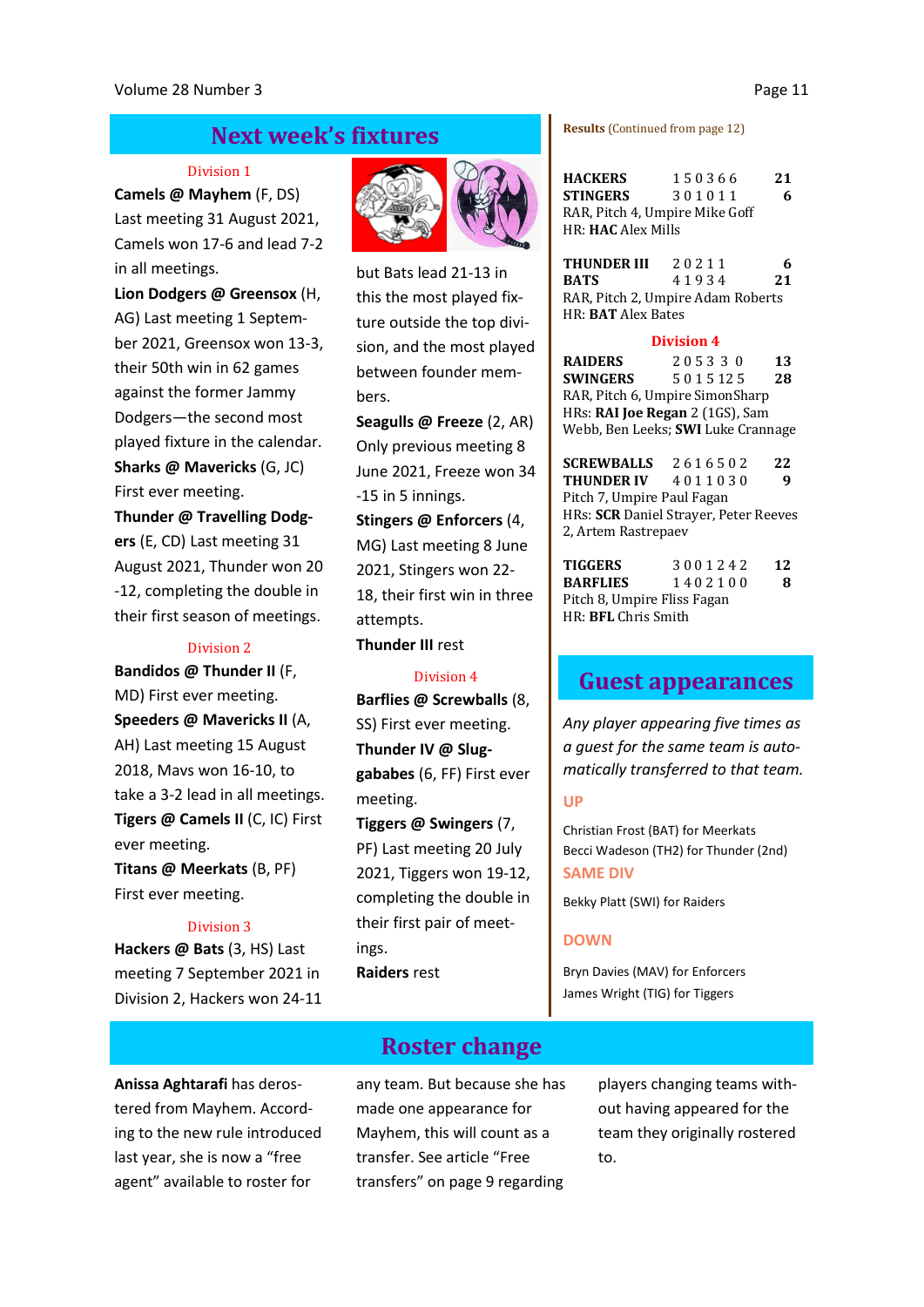## Next week's fixtures

### Division 1

**Camels @ Mayhem** (F, DS) Last meeting 31 August 2021, Camels won 17-6 and lead 7-2 in all meetings.

**Lion Dodgers @ Greensox** (H, AG) Last meeting 1 September 2021, Greensox won 13-3, their 50th win in 62 games against the former Jammy Dodgers—the second most played fixture in the calendar.

**Sharks @ Mavericks** (G, JC) First ever meeting.

**Thunder @ Travelling Dodgers** (E, CD) Last meeting 31 August 2021, Thunder won 20-12, completing the double in their first season of meetings.

### Division 2

**Bandidos @ Thunder II** (F, MD) First ever meeting.

**Speeders @ Mavericks II** (A, AH) Last meeting 15 August 2018, Mavs won 16-10, to take a 3-2 lead in all meetings.

**Tigers @ Camels II** (C, IC) First ever meeting.

**Titans @ Meerkats** (B, PF) First ever meeting.

### Division 3

**Hackers @ Bats** (3, HS) Last meeting 7 September 2021 in Division 2, Hackers won 24-11 but Bats lead 21-13 in this the most played fixture outside the top division, and the most played between founder members.

**Seagulls @ Freeze** (2, AR) Only previous meeting 8 June 2021, Freeze won 34-15 in 5 innings.

**Stingers @ Enforcers** (4, MG) Last meeting 8 June 2021, Stingers won 22-18, their first win in three attempts.

**Thunder III** rest

### Division 4

**Barflies @ Screwballs** (8, SS) First ever meeting.

**Thunder IV @ Sluggababes** (6, FF) First ever meeting.

**Tiggers @ Swingers** (7, PF) Last meeting 20 July 2021, Tiggers won 19-12, completing the double in their first pair of meetings.

**Raiders** rest

**Results** (Continued from page 12)

| | | |
|---|---|---|
| **HACKERS** | 1 5 0 3 6 6 | **21** |
| **STINGERS** | 3 0 1 0 1 1 | **6** |

RAR, Pitch 4, Umpire Mike Goff
HR: **HAC** Alex Mills

| | | |
|---|---|---|
| **THUNDER III** | 2 0 2 1 1 | **6** |
| **BATS** | 4 1 9 3 4 | **21** |

RAR, Pitch 2, Umpire Adam Roberts
HR: **BAT** Alex Bates

### Division 4

| | | |
|---|---|---|
| **RAIDERS** | 2 0 5 3 3 0 | **13** |
| **SWINGERS** | 5 0 1 5 12 5 | **28** |

RAR, Pitch 6, Umpire SimonSharp
HRs: **RAI Joe Regan** 2 (1GS), Sam Webb, Ben Leeks; **SWI** Luke Crannage

| | | |
|---|---|---|
| **SCREWBALLS** | 2 6 1 6 5 0 2 | **22** |
| **THUNDER IV** | 4 0 1 1 0 3 0 | **9** |

Pitch 7, Umpire Paul Fagan
HRs: **SCR** Daniel Strayer, Peter Reeves 2, Artem Rastrepaev

| | | |
|---|---|---|
| **TIGGERS** | 3 0 0 1 2 4 2 | **12** |
| **BARFLIES** | 1 4 0 2 1 0 0 | **8** |

Pitch 8, Umpire Fliss Fagan
HR: **BFL** Chris Smith

## Guest appearances

*Any player appearing five times as a guest for the same team is automatically transferred to that team.*

**UP**

Christian Frost (BAT) for Meerkats
Becci Wadeson (TH2) for Thunder (2nd)

**SAME DIV**

Bekky Platt (SWI) for Raiders

**DOWN**

Bryn Davies (MAV) for Enforcers
James Wright (TIG) for Tiggers

## Roster change

**Anissa Aghtarafi** has derostered from Mayhem. According to the new rule introduced last year, she is now a "free agent" available to roster for any team. But because she has made one appearance for Mayhem, this will count as a transfer. See article "Free transfers" on page 9 regarding players changing teams without having appeared for the team they originally rostered to.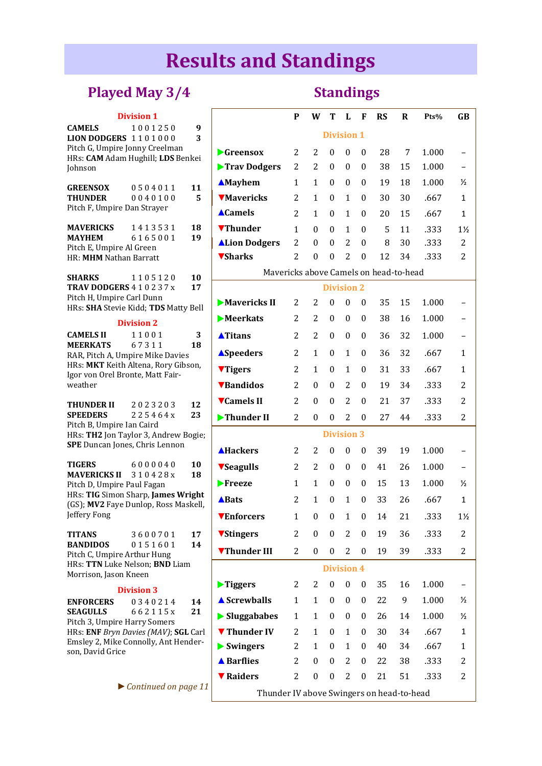# Results and Standings

## Played May 3/4

### Division 1

| | | |
|---|---|---|
| **CAMELS** | 1 0 0 1 2 5 0 | 9 |
| **LION DODGERS** | 1 1 0 1 0 0 0 | 3 |

Pitch G, Umpire Jonny Creelman
HRs: **CAM** Adam Hughill; **LDS** Benkei Johnson

| | | |
|---|---|---|
| **GREENSOX** | 0 5 0 4 0 1 1 | 11 |
| **THUNDER** | 0 0 4 0 1 0 0 | 5 |

Pitch F, Umpire Dan Strayer

| | | |
|---|---|---|
| **MAVERICKS** | 1 4 1 3 5 3 1 | 18 |
| **MAYHEM** | 6 1 6 5 0 0 1 | 19 |

Pitch E, Umpire Al Green
HR: **MHM** Nathan Barratt

| | | |
|---|---|---|
| **SHARKS** | 1 1 0 5 1 2 0 | 10 |
| **TRAV DODGERS** | 4 1 0 2 3 7 x | 17 |

Pitch H, Umpire Carl Dunn
HRs: **SHA** Stevie Kidd; **TDS** Matty Bell

### Division 2

| | | |
|---|---|---|
| **CAMELS II** | 1 1 0 0 1 | 3 |
| **MEERKATS** | 6 7 3 1 1 | 18 |

RAR, Pitch A, Umpire Mike Davies
HRs: **MKT** Keith Altena, Rory Gibson, Igor von Orel Bronte, Matt Fairweather

| | | |
|---|---|---|
| **THUNDER II** | 2 0 2 3 2 0 3 | 12 |
| **SPEEDERS** | 2 2 5 4 6 4 x | 23 |

Pitch B, Umpire Ian Caird
HRs: **TH2** Jon Taylor 3, Andrew Bogie; **SPE** Duncan Jones, Chris Lennon

| | | |
|---|---|---|
| **TIGERS** | 6 0 0 0 0 4 0 | 10 |
| **MAVERICKS II** | 3 1 0 4 2 8 x | 18 |

Pitch D, Umpire Paul Fagan
HRs: **TIG** Simon Sharp, **James Wright** (GS); **MV2** Faye Dunlop, Ross Maskell, Jeffery Fong

| | | |
|---|---|---|
| **TITANS** | 3 6 0 0 7 0 1 | 17 |
| **BANDIDOS** | 0 1 5 1 6 0 1 | 14 |

Pitch C, Umpire Arthur Hung
HRs: **TTN** Luke Nelson; **BND** Liam Morrison, Jason Kneen

### Division 3

| | | |
|---|---|---|
| **ENFORCERS** | 0 3 4 0 2 1 4 | 14 |
| **SEAGULLS** | 6 6 2 1 1 5 x | 21 |

Pitch 3, Umpire Harry Somers
HRs: **ENF** *Bryn Davies (MAV)*; **SGL** Carl Emsley 2, Mike Connolly, Ant Henderson, David Grice

► *Continued on page 11*

## Standings

| | P | W | T | L | F | RS | R | Pts% | GB |
|---|---|---|---|---|---|---|---|---|---|
| **Division 1** | | | | | | | | | |
| ▶Greensox | 2 | 2 | 0 | 0 | 0 | 28 | 7 | 1.000 | – |
| ▶Trav Dodgers | 2 | 2 | 0 | 0 | 0 | 38 | 15 | 1.000 | – |
| ▲Mayhem | 1 | 1 | 0 | 0 | 0 | 19 | 18 | 1.000 | ½ |
| ▼Mavericks | 2 | 1 | 0 | 1 | 0 | 30 | 30 | .667 | 1 |
| ▲Camels | 2 | 1 | 0 | 1 | 0 | 20 | 15 | .667 | 1 |
| ▼Thunder | 1 | 0 | 0 | 1 | 0 | 5 | 11 | .333 | 1½ |
| ▲Lion Dodgers | 2 | 0 | 0 | 2 | 0 | 8 | 30 | .333 | 2 |
| ▼Sharks | 2 | 0 | 0 | 2 | 0 | 12 | 34 | .333 | 2 |
| Mavericks above Camels on head-to-head | | | | | | | | | |
| **Division 2** | | | | | | | | | |
| ▶Mavericks II | 2 | 2 | 0 | 0 | 0 | 35 | 15 | 1.000 | – |
| ▶Meerkats | 2 | 2 | 0 | 0 | 0 | 38 | 16 | 1.000 | – |
| ▲Titans | 2 | 2 | 0 | 0 | 0 | 36 | 32 | 1.000 | – |
| ▲Speeders | 2 | 1 | 0 | 1 | 0 | 36 | 32 | .667 | 1 |
| ▼Tigers | 2 | 1 | 0 | 1 | 0 | 31 | 33 | .667 | 1 |
| ▼Bandidos | 2 | 0 | 0 | 2 | 0 | 19 | 34 | .333 | 2 |
| ▼Camels II | 2 | 0 | 0 | 2 | 0 | 21 | 37 | .333 | 2 |
| ▶Thunder II | 2 | 0 | 0 | 2 | 0 | 27 | 44 | .333 | 2 |
| **Division 3** | | | | | | | | | |
| ▲Hackers | 2 | 2 | 0 | 0 | 0 | 39 | 19 | 1.000 | – |
| ▼Seagulls | 2 | 2 | 0 | 0 | 0 | 41 | 26 | 1.000 | – |
| ▶Freeze | 1 | 1 | 0 | 0 | 0 | 15 | 13 | 1.000 | ½ |
| ▲Bats | 2 | 1 | 0 | 1 | 0 | 33 | 26 | .667 | 1 |
| ▼Enforcers | 1 | 0 | 0 | 1 | 0 | 14 | 21 | .333 | 1½ |
| ▼Stingers | 2 | 0 | 0 | 2 | 0 | 19 | 36 | .333 | 2 |
| ▼Thunder III | 2 | 0 | 0 | 2 | 0 | 19 | 39 | .333 | 2 |
| **Division 4** | | | | | | | | | |
| ▶Tiggers | 2 | 2 | 0 | 0 | 0 | 35 | 16 | 1.000 | – |
| ▲Screwballs | 1 | 1 | 0 | 0 | 0 | 22 | 9 | 1.000 | ½ |
| ▶Sluggababes | 1 | 1 | 0 | 0 | 0 | 26 | 14 | 1.000 | ½ |
| ▼Thunder IV | 2 | 1 | 0 | 1 | 0 | 30 | 34 | .667 | 1 |
| ▶Swingers | 2 | 1 | 0 | 1 | 0 | 40 | 34 | .667 | 1 |
| ▲Barflies | 2 | 0 | 0 | 2 | 0 | 22 | 38 | .333 | 2 |
| ▼Raiders | 2 | 0 | 0 | 2 | 0 | 21 | 51 | .333 | 2 |
| Thunder IV above Swingers on head-to-head | | | | | | | | | |